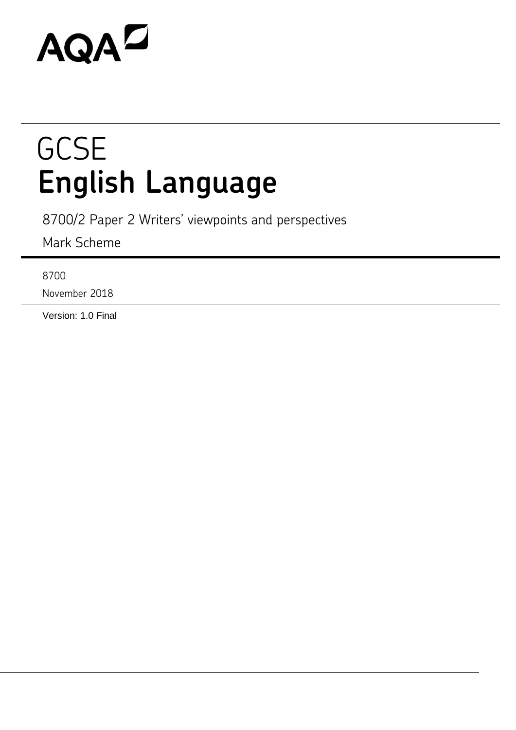AQA

# GCSE
# English Language

8700/2 Paper 2 Writers' viewpoints and perspectives

Mark Scheme

8700

November 2018

Version: 1.0 Final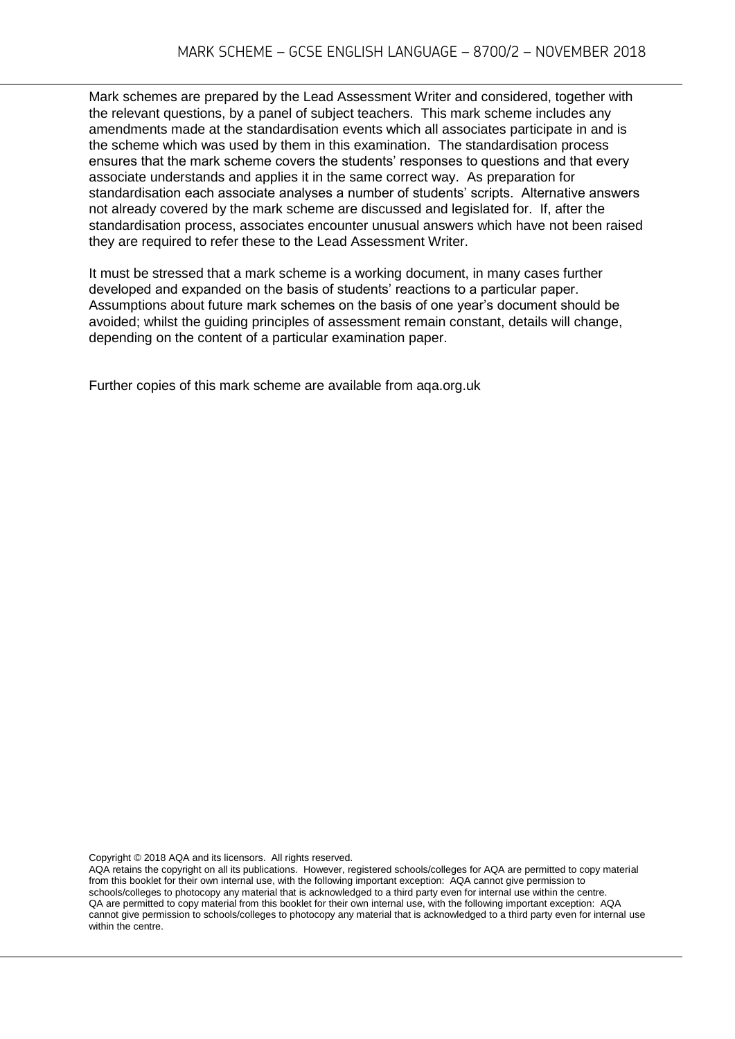Mark schemes are prepared by the Lead Assessment Writer and considered, together with the relevant questions, by a panel of subject teachers. This mark scheme includes any amendments made at the standardisation events which all associates participate in and is the scheme which was used by them in this examination. The standardisation process ensures that the mark scheme covers the students' responses to questions and that every associate understands and applies it in the same correct way. As preparation for standardisation each associate analyses a number of students' scripts. Alternative answers not already covered by the mark scheme are discussed and legislated for. If, after the standardisation process, associates encounter unusual answers which have not been raised they are required to refer these to the Lead Assessment Writer.

It must be stressed that a mark scheme is a working document, in many cases further developed and expanded on the basis of students' reactions to a particular paper. Assumptions about future mark schemes on the basis of one year's document should be avoided; whilst the guiding principles of assessment remain constant, details will change, depending on the content of a particular examination paper.

Further copies of this mark scheme are available from aqa.org.uk

Copyright © 2018 AQA and its licensors. All rights reserved.
AQA retains the copyright on all its publications. However, registered schools/colleges for AQA are permitted to copy material from this booklet for their own internal use, with the following important exception: AQA cannot give permission to schools/colleges to photocopy any material that is acknowledged to a third party even for internal use within the centre.
QA are permitted to copy material from this booklet for their own internal use, with the following important exception: AQA cannot give permission to schools/colleges to photocopy any material that is acknowledged to a third party even for internal use within the centre.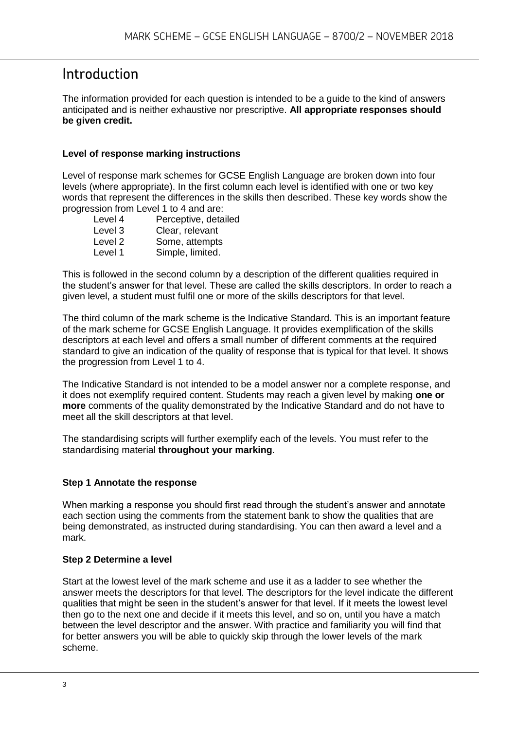# Introduction

The information provided for each question is intended to be a guide to the kind of answers anticipated and is neither exhaustive nor prescriptive. **All appropriate responses should be given credit.**

### Level of response marking instructions

Level of response mark schemes for GCSE English Language are broken down into four levels (where appropriate). In the first column each level is identified with one or two key words that represent the differences in the skills then described. These key words show the progression from Level 1 to 4 and are:

| | |
|---|---|
| Level 4 | Perceptive, detailed |
| Level 3 | Clear, relevant |
| Level 2 | Some, attempts |
| Level 1 | Simple, limited. |

This is followed in the second column by a description of the different qualities required in the student's answer for that level. These are called the skills descriptors. In order to reach a given level, a student must fulfil one or more of the skills descriptors for that level.

The third column of the mark scheme is the Indicative Standard. This is an important feature of the mark scheme for GCSE English Language. It provides exemplification of the skills descriptors at each level and offers a small number of different comments at the required standard to give an indication of the quality of response that is typical for that level. It shows the progression from Level 1 to 4.

The Indicative Standard is not intended to be a model answer nor a complete response, and it does not exemplify required content. Students may reach a given level by making **one or more** comments of the quality demonstrated by the Indicative Standard and do not have to meet all the skill descriptors at that level.

The standardising scripts will further exemplify each of the levels. You must refer to the standardising material **throughout your marking**.

### Step 1 Annotate the response

When marking a response you should first read through the student's answer and annotate each section using the comments from the statement bank to show the qualities that are being demonstrated, as instructed during standardising. You can then award a level and a mark.

### Step 2 Determine a level

Start at the lowest level of the mark scheme and use it as a ladder to see whether the answer meets the descriptors for that level. The descriptors for the level indicate the different qualities that might be seen in the student's answer for that level. If it meets the lowest level then go to the next one and decide if it meets this level, and so on, until you have a match between the level descriptor and the answer. With practice and familiarity you will find that for better answers you will be able to quickly skip through the lower levels of the mark scheme.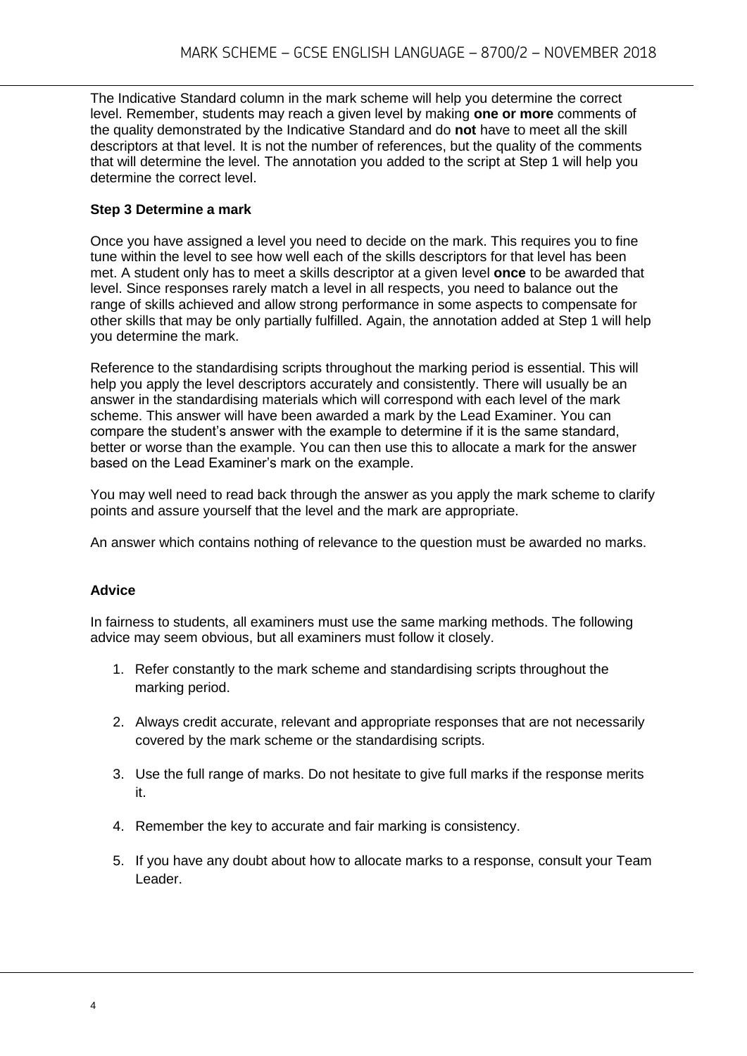The Indicative Standard column in the mark scheme will help you determine the correct level. Remember, students may reach a given level by making **one or more** comments of the quality demonstrated by the Indicative Standard and do **not** have to meet all the skill descriptors at that level. It is not the number of references, but the quality of the comments that will determine the level. The annotation you added to the script at Step 1 will help you determine the correct level.

### Step 3 Determine a mark

Once you have assigned a level you need to decide on the mark. This requires you to fine tune within the level to see how well each of the skills descriptors for that level has been met. A student only has to meet a skills descriptor at a given level **once** to be awarded that level. Since responses rarely match a level in all respects, you need to balance out the range of skills achieved and allow strong performance in some aspects to compensate for other skills that may be only partially fulfilled. Again, the annotation added at Step 1 will help you determine the mark.

Reference to the standardising scripts throughout the marking period is essential. This will help you apply the level descriptors accurately and consistently. There will usually be an answer in the standardising materials which will correspond with each level of the mark scheme. This answer will have been awarded a mark by the Lead Examiner. You can compare the student's answer with the example to determine if it is the same standard, better or worse than the example. You can then use this to allocate a mark for the answer based on the Lead Examiner's mark on the example.

You may well need to read back through the answer as you apply the mark scheme to clarify points and assure yourself that the level and the mark are appropriate.

An answer which contains nothing of relevance to the question must be awarded no marks.

### Advice

In fairness to students, all examiners must use the same marking methods. The following advice may seem obvious, but all examiners must follow it closely.

1. Refer constantly to the mark scheme and standardising scripts throughout the marking period.
2. Always credit accurate, relevant and appropriate responses that are not necessarily covered by the mark scheme or the standardising scripts.
3. Use the full range of marks. Do not hesitate to give full marks if the response merits it.
4. Remember the key to accurate and fair marking is consistency.
5. If you have any doubt about how to allocate marks to a response, consult your Team Leader.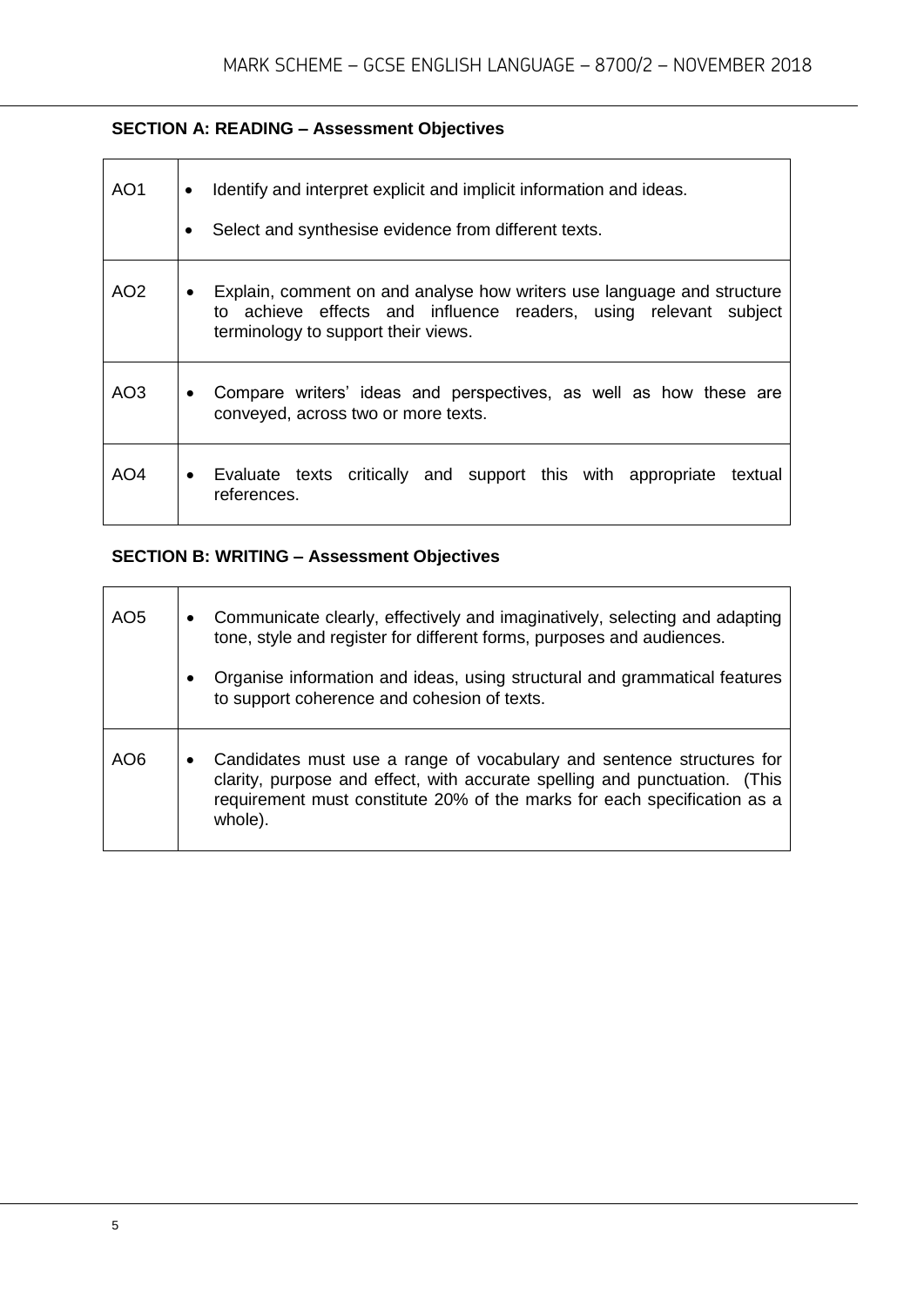**SECTION A: READING – Assessment Objectives**

| | |
|---|---|
| AO1 | • Identify and interpret explicit and implicit information and ideas.<br>• Select and synthesise evidence from different texts. |
| AO2 | • Explain, comment on and analyse how writers use language and structure to achieve effects and influence readers, using relevant subject terminology to support their views. |
| AO3 | • Compare writers' ideas and perspectives, as well as how these are conveyed, across two or more texts. |
| AO4 | • Evaluate texts critically and support this with appropriate textual references. |

**SECTION B: WRITING – Assessment Objectives**

| | |
|---|---|
| AO5 | • Communicate clearly, effectively and imaginatively, selecting and adapting tone, style and register for different forms, purposes and audiences.<br>• Organise information and ideas, using structural and grammatical features to support coherence and cohesion of texts. |
| AO6 | • Candidates must use a range of vocabulary and sentence structures for clarity, purpose and effect, with accurate spelling and punctuation. (This requirement must constitute 20% of the marks for each specification as a whole). |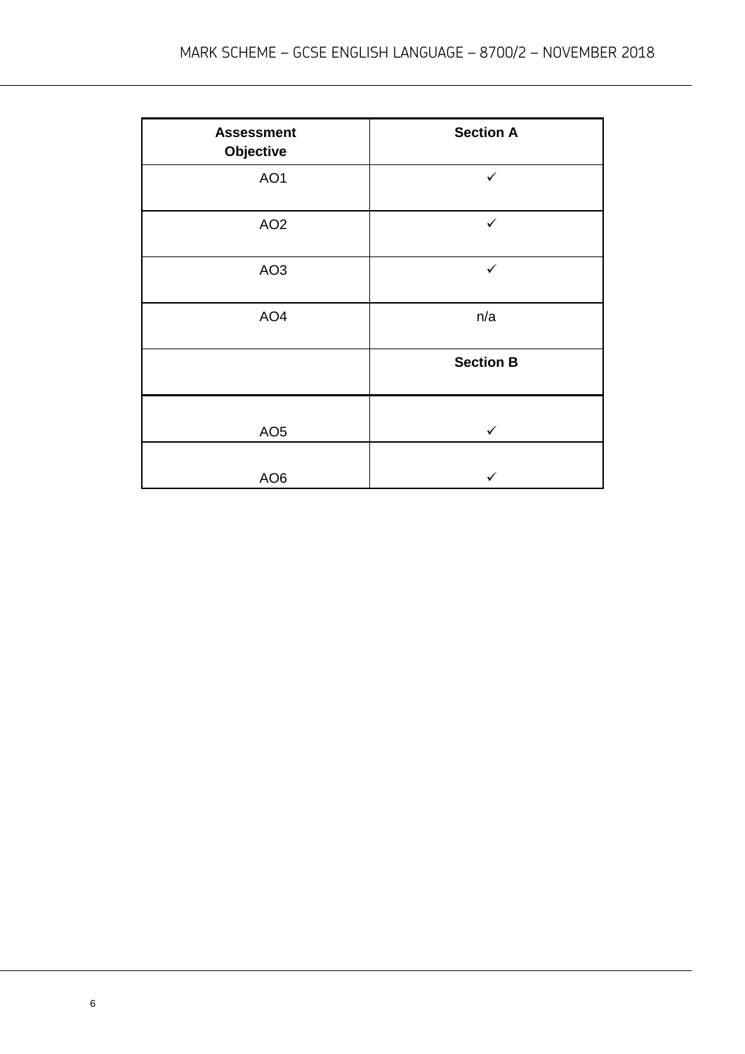| Assessment Objective | Section A |
|---|---|
| AO1 | ✓ |
| AO2 | ✓ |
| AO3 | ✓ |
| AO4 | n/a |
| | **Section B** |
| AO5 | ✓ |
| AO6 | ✓ |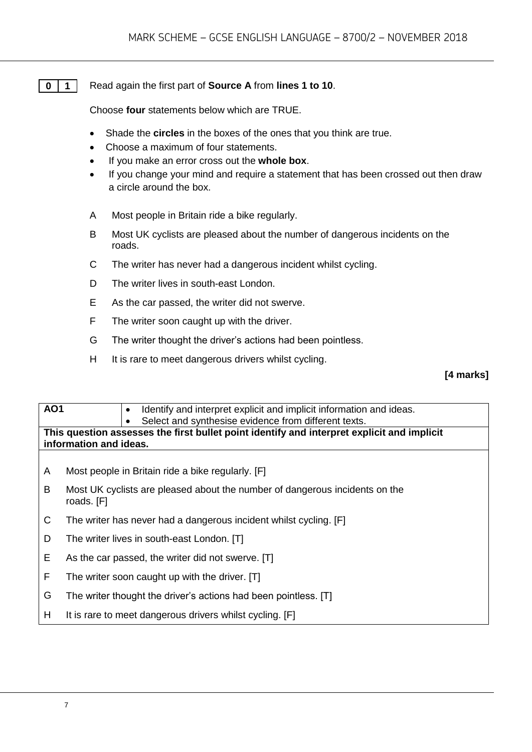**0 1** Read again the first part of **Source A** from **lines 1 to 10**.

Choose **four** statements below which are TRUE.

- Shade the **circles** in the boxes of the ones that you think are true.
- Choose a maximum of four statements.
- If you make an error cross out the **whole box**.
- If you change your mind and require a statement that has been crossed out then draw a circle around the box.

A Most people in Britain ride a bike regularly.

B Most UK cyclists are pleased about the number of dangerous incidents on the roads.

C The writer has never had a dangerous incident whilst cycling.

D The writer lives in south-east London.

E As the car passed, the writer did not swerve.

F The writer soon caught up with the driver.

G The writer thought the driver's actions had been pointless.

H It is rare to meet dangerous drivers whilst cycling.

**[4 marks]**

| AO1 | • Identify and interpret explicit and implicit information and ideas.<br>• Select and synthesise evidence from different texts. |
|---|---|
| **This question assesses the first bullet point identify and interpret explicit and implicit information and ideas.** | |

A Most people in Britain ride a bike regularly. [F]

B Most UK cyclists are pleased about the number of dangerous incidents on the roads. [F]

C The writer has never had a dangerous incident whilst cycling. [F]

D The writer lives in south-east London. [T]

E As the car passed, the writer did not swerve. [T]

F The writer soon caught up with the driver. [T]

G The writer thought the driver's actions had been pointless. [T]

H It is rare to meet dangerous drivers whilst cycling. [F]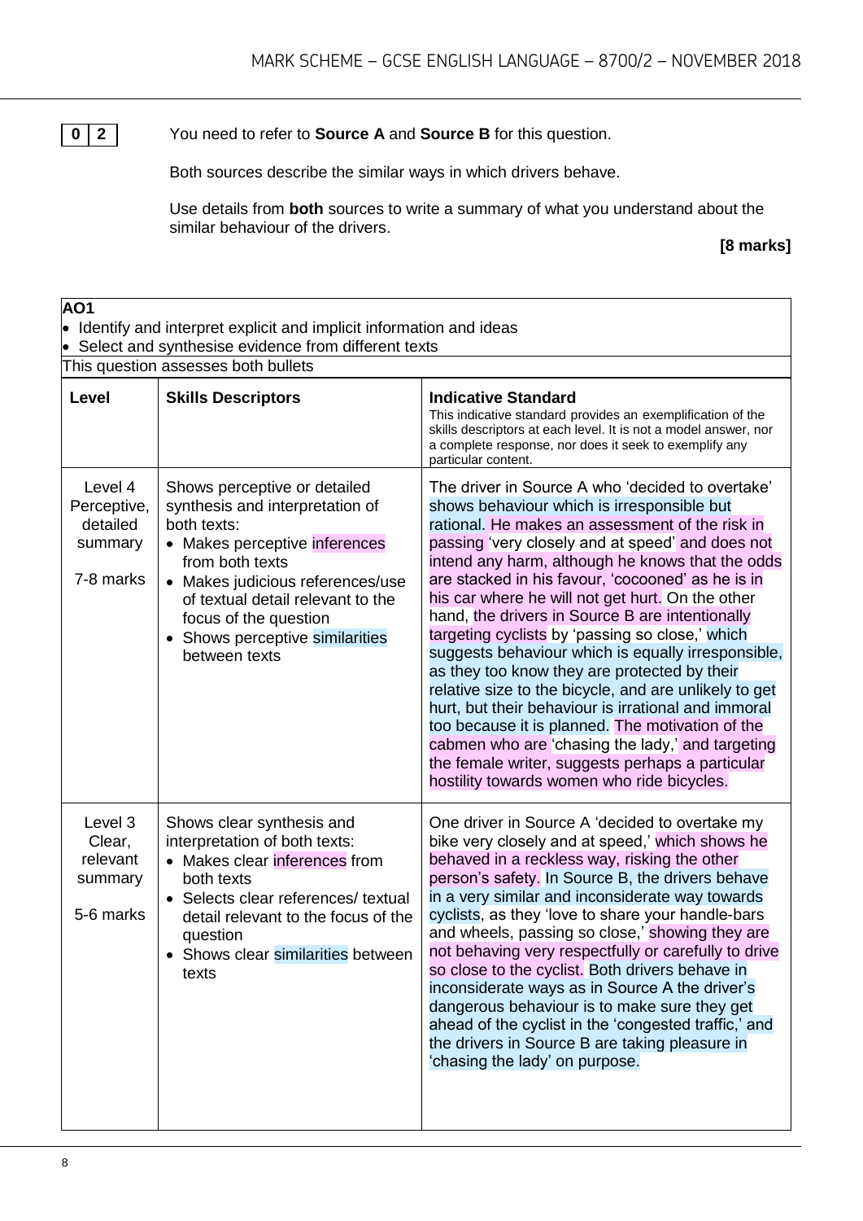**0 2** You need to refer to **Source A** and **Source B** for this question.

Both sources describe the similar ways in which drivers behave.

Use details from **both** sources to write a summary of what you understand about the similar behaviour of the drivers.

**[8 marks]**

| **AO1** | | |
|---|---|---|
| • Identify and interpret explicit and implicit information and ideas<br>• Select and synthesise evidence from different texts | | |
| This question assesses both bullets | | |
| **Level** | **Skills Descriptors** | **Indicative Standard**<br>This indicative standard provides an exemplification of the skills descriptors at each level. It is not a model answer, nor a complete response, nor does it seek to exemplify any particular content. |
| Level 4<br>Perceptive, detailed summary<br><br>7-8 marks | Shows perceptive or detailed synthesis and interpretation of both texts:<br>• Makes perceptive inferences from both texts<br>• Makes judicious references/use of textual detail relevant to the focus of the question<br>• Shows perceptive similarities between texts | The driver in Source A who 'decided to overtake' shows behaviour which is irresponsible but rational. He makes an assessment of the risk in passing 'very closely and at speed' and does not intend any harm, although he knows that the odds are stacked in his favour, 'cocooned' as he is in his car where he will not get hurt. On the other hand, the drivers in Source B are intentionally targeting cyclists by 'passing so close,' which suggests behaviour which is equally irresponsible, as they too know they are protected by their relative size to the bicycle, and are unlikely to get hurt, but their behaviour is irrational and immoral too because it is planned. The motivation of the cabmen who are 'chasing the lady,' and targeting the female writer, suggests perhaps a particular hostility towards women who ride bicycles. |
| Level 3<br>Clear, relevant summary<br><br>5-6 marks | Shows clear synthesis and interpretation of both texts:<br>• Makes clear inferences from both texts<br>• Selects clear references/ textual detail relevant to the focus of the question<br>• Shows clear similarities between texts | One driver in Source A 'decided to overtake my bike very closely and at speed,' which shows he behaved in a reckless way, risking the other person's safety. In Source B, the drivers behave in a very similar and inconsiderate way towards cyclists, as they 'love to share your handle-bars and wheels, passing so close,' showing they are not behaving very respectfully or carefully to drive so close to the cyclist. Both drivers behave in inconsiderate ways as in Source A the driver's dangerous behaviour is to make sure they get ahead of the cyclist in the 'congested traffic,' and the drivers in Source B are taking pleasure in 'chasing the lady' on purpose. |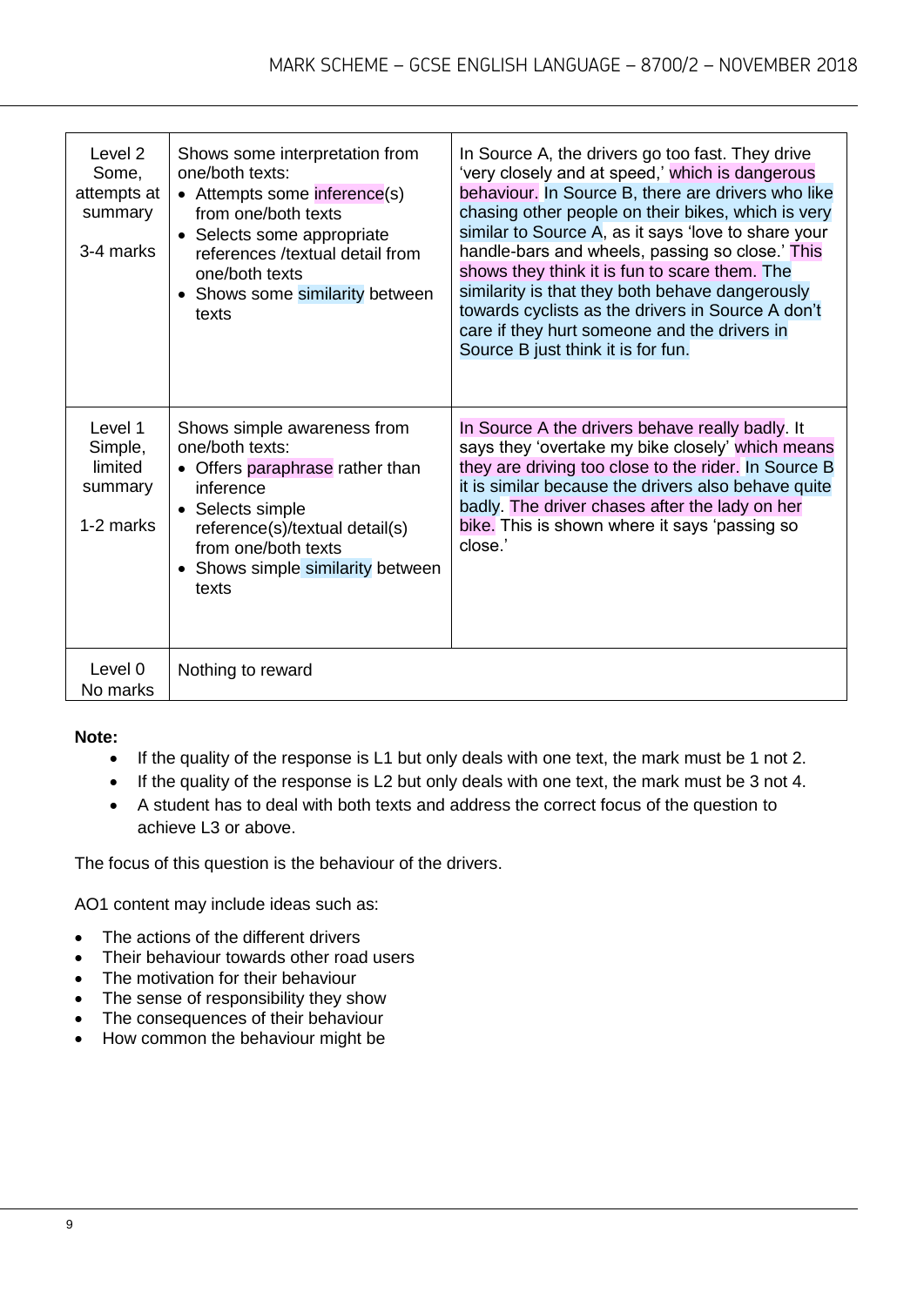| Level | Skills descriptor | Indicative standard |
| --- | --- | --- |
| Level 2<br>Some, attempts at summary<br><br>3-4 marks | Shows some interpretation from one/both texts:<br>• Attempts some inference(s) from one/both texts<br>• Selects some appropriate references /textual detail from one/both texts<br>• Shows some similarity between texts | In Source A, the drivers go too fast. They drive 'very closely and at speed,' which is dangerous behaviour. In Source B, there are drivers who like chasing other people on their bikes, which is very similar to Source A, as it says 'love to share your handle-bars and wheels, passing so close.' This shows they think it is fun to scare them. The similarity is that they both behave dangerously towards cyclists as the drivers in Source A don't care if they hurt someone and the drivers in Source B just think it is for fun. |
| Level 1<br>Simple, limited summary<br><br>1-2 marks | Shows simple awareness from one/both texts:<br>• Offers paraphrase rather than inference<br>• Selects simple reference(s)/textual detail(s) from one/both texts<br>• Shows simple similarity between texts | In Source A the drivers behave really badly. It says they 'overtake my bike closely' which means they are driving too close to the rider. In Source B it is similar because the drivers also behave quite badly. The driver chases after the lady on her bike. This is shown where it says 'passing so close.' |
| Level 0<br>No marks | Nothing to reward | |

**Note:**

- If the quality of the response is L1 but only deals with one text, the mark must be 1 not 2.
- If the quality of the response is L2 but only deals with one text, the mark must be 3 not 4.
- A student has to deal with both texts and address the correct focus of the question to achieve L3 or above.

The focus of this question is the behaviour of the drivers.

AO1 content may include ideas such as:

- The actions of the different drivers
- Their behaviour towards other road users
- The motivation for their behaviour
- The sense of responsibility they show
- The consequences of their behaviour
- How common the behaviour might be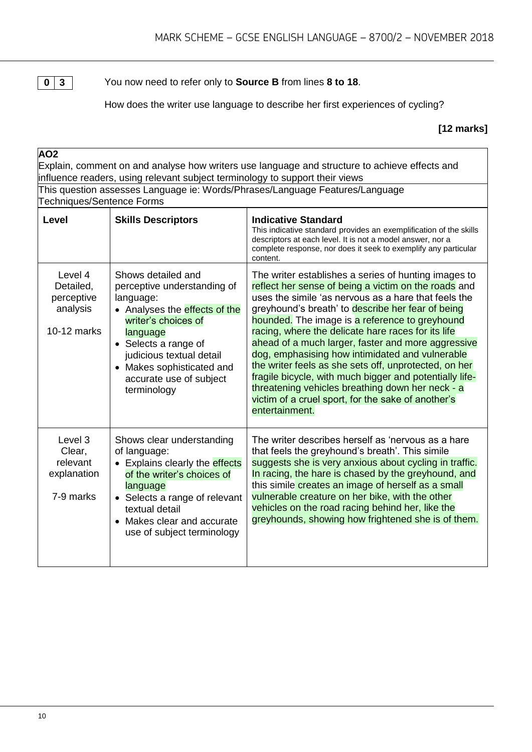**0 3** You now need to refer only to **Source B** from lines **8 to 18**.

How does the writer use language to describe her first experiences of cycling?

**[12 marks]**

**AO2**
Explain, comment on and analyse how writers use language and structure to achieve effects and influence readers, using relevant subject terminology to support their views

This question assesses Language ie: Words/Phrases/Language Features/Language Techniques/Sentence Forms

| Level | Skills Descriptors | Indicative Standard<br>This indicative standard provides an exemplification of the skills descriptors at each level. It is not a model answer, nor a complete response, nor does it seek to exemplify any particular content. |
|---|---|---|
| Level 4<br>Detailed, perceptive analysis<br><br>10-12 marks | Shows detailed and perceptive understanding of language:<br>• Analyses the effects of the writer's choices of language<br>• Selects a range of judicious textual detail<br>• Makes sophisticated and accurate use of subject terminology | The writer establishes a series of hunting images to reflect her sense of being a victim on the roads and uses the simile 'as nervous as a hare that feels the greyhound's breath' to describe her fear of being hounded. The image is a reference to greyhound racing, where the delicate hare races for its life ahead of a much larger, faster and more aggressive dog, emphasising how intimidated and vulnerable the writer feels as she sets off, unprotected, on her fragile bicycle, with much bigger and potentially life-threatening vehicles breathing down her neck - a victim of a cruel sport, for the sake of another's entertainment. |
| Level 3<br>Clear, relevant explanation<br><br>7-9 marks | Shows clear understanding of language:<br>• Explains clearly the effects of the writer's choices of language<br>• Selects a range of relevant textual detail<br>• Makes clear and accurate use of subject terminology | The writer describes herself as 'nervous as a hare that feels the greyhound's breath'. This simile suggests she is very anxious about cycling in traffic. In racing, the hare is chased by the greyhound, and this simile creates an image of herself as a small vulnerable creature on her bike, with the other vehicles on the road racing behind her, like the greyhounds, showing how frightened she is of them. |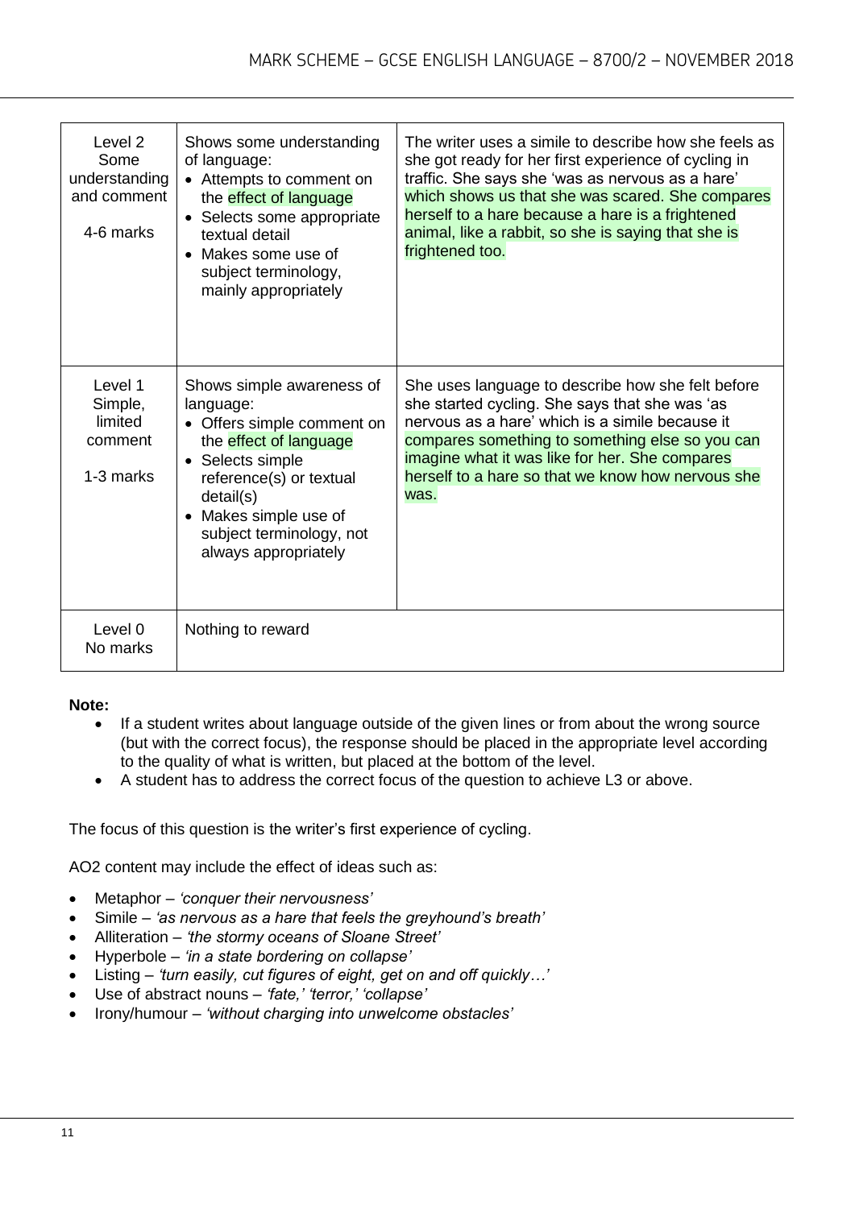| Level 2 Some understanding and comment 4-6 marks | Shows some understanding of language:<br>• Attempts to comment on the effect of language<br>• Selects some appropriate textual detail<br>• Makes some use of subject terminology, mainly appropriately | The writer uses a simile to describe how she feels as she got ready for her first experience of cycling in traffic. She says she 'was as nervous as a hare' which shows us that she was scared. She compares herself to a hare because a hare is a frightened animal, like a rabbit, so she is saying that she is frightened too. |
|---|---|---|
| Level 1 Simple, limited comment 1-3 marks | Shows simple awareness of language:<br>• Offers simple comment on the effect of language<br>• Selects simple reference(s) or textual detail(s)<br>• Makes simple use of subject terminology, not always appropriately | She uses language to describe how she felt before she started cycling. She says that she was 'as nervous as a hare' which is a simile because it compares something to something else so you can imagine what it was like for her. She compares herself to a hare so that we know how nervous she was. |
| Level 0 No marks | Nothing to reward | |

**Note:**

- If a student writes about language outside of the given lines or from about the wrong source (but with the correct focus), the response should be placed in the appropriate level according to the quality of what is written, but placed at the bottom of the level.
- A student has to address the correct focus of the question to achieve L3 or above.

The focus of this question is the writer's first experience of cycling.

AO2 content may include the effect of ideas such as:

- Metaphor – *'conquer their nervousness'*
- Simile – *'as nervous as a hare that feels the greyhound's breath'*
- Alliteration – *'the stormy oceans of Sloane Street'*
- Hyperbole – *'in a state bordering on collapse'*
- Listing – *'turn easily, cut figures of eight, get on and off quickly…'*
- Use of abstract nouns – *'fate,' 'terror,' 'collapse'*
- Irony/humour – *'without charging into unwelcome obstacles'*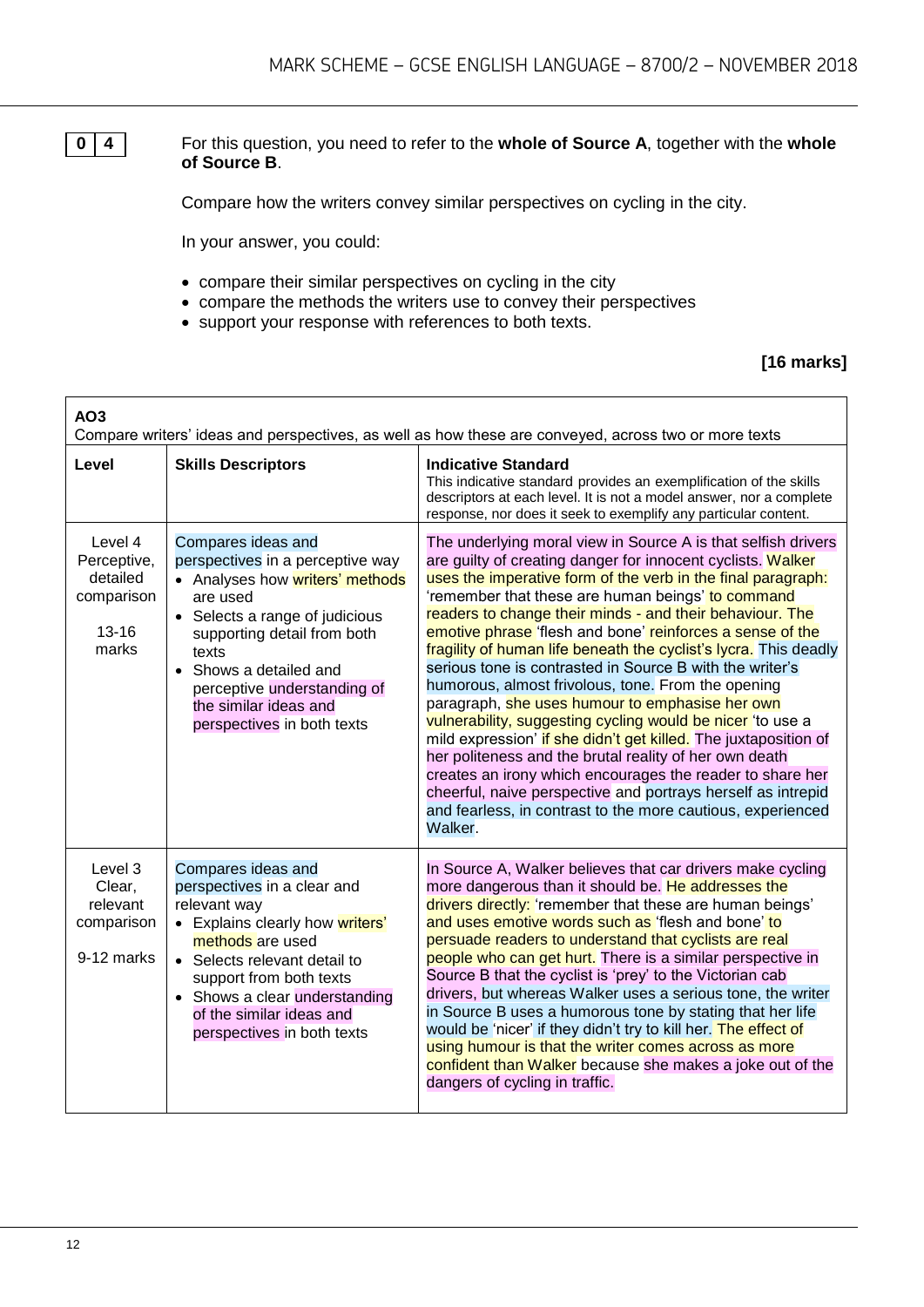**0 4** For this question, you need to refer to the **whole of Source A**, together with the **whole of Source B**.

Compare how the writers convey similar perspectives on cycling in the city.

In your answer, you could:

- compare their similar perspectives on cycling in the city
- compare the methods the writers use to convey their perspectives
- support your response with references to both texts.

**[16 marks]**

| **AO3**<br>Compare writers' ideas and perspectives, as well as how these are conveyed, across two or more texts | | |
|---|---|---|
| **Level** | **Skills Descriptors** | **Indicative Standard**<br>This indicative standard provides an exemplification of the skills descriptors at each level. It is not a model answer, nor a complete response, nor does it seek to exemplify any particular content. |
| Level 4<br>Perceptive, detailed comparison<br><br>13-16 marks | Compares ideas and perspectives in a perceptive way<br>• Analyses how writers' methods are used<br>• Selects a range of judicious supporting detail from both texts<br>• Shows a detailed and perceptive understanding of the similar ideas and perspectives in both texts | The underlying moral view in Source A is that selfish drivers are guilty of creating danger for innocent cyclists. Walker uses the imperative form of the verb in the final paragraph: 'remember that these are human beings' to command readers to change their minds - and their behaviour. The emotive phrase 'flesh and bone' reinforces a sense of the fragility of human life beneath the cyclist's lycra. This deadly serious tone is contrasted in Source B with the writer's humorous, almost frivolous, tone. From the opening paragraph, she uses humour to emphasise her own vulnerability, suggesting cycling would be nicer 'to use a mild expression' if she didn't get killed. The juxtaposition of her politeness and the brutal reality of her own death creates an irony which encourages the reader to share her cheerful, naive perspective and portrays herself as intrepid and fearless, in contrast to the more cautious, experienced Walker. |
| Level 3<br>Clear, relevant comparison<br><br>9-12 marks | Compares ideas and perspectives in a clear and relevant way<br>• Explains clearly how writers' methods are used<br>• Selects relevant detail to support from both texts<br>• Shows a clear understanding of the similar ideas and perspectives in both texts | In Source A, Walker believes that car drivers make cycling more dangerous than it should be. He addresses the drivers directly: 'remember that these are human beings' and uses emotive words such as 'flesh and bone' to persuade readers to understand that cyclists are real people who can get hurt. There is a similar perspective in Source B that the cyclist is 'prey' to the Victorian cab drivers, but whereas Walker uses a serious tone, the writer in Source B uses a humorous tone by stating that her life would be 'nicer' if they didn't try to kill her. The effect of using humour is that the writer comes across as more confident than Walker because she makes a joke out of the dangers of cycling in traffic. |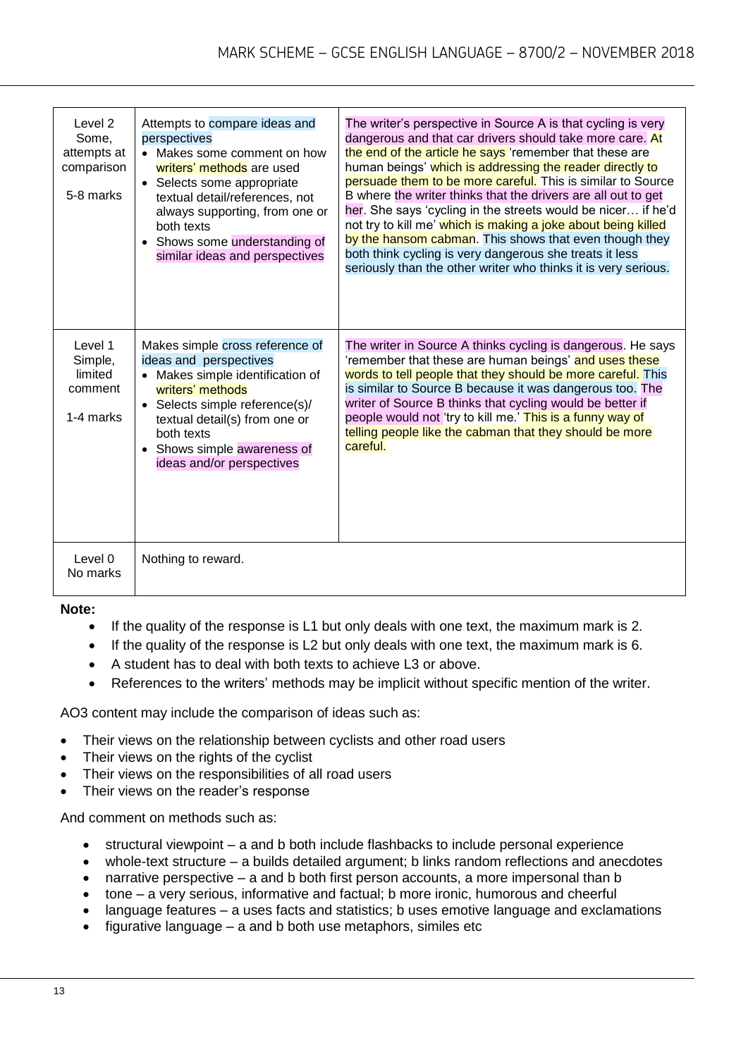| | | |
|---|---|---|
| Level 2<br>Some, attempts at comparison<br><br>5-8 marks | Attempts to compare ideas and perspectives<br>• Makes some comment on how writers' methods are used<br>• Selects some appropriate textual detail/references, not always supporting, from one or both texts<br>• Shows some understanding of similar ideas and perspectives | The writer's perspective in Source A is that cycling is very dangerous and that car drivers should take more care. At the end of the article he says 'remember that these are human beings' which is addressing the reader directly to persuade them to be more careful. This is similar to Source B where the writer thinks that the drivers are all out to get her. She says 'cycling in the streets would be nicer… if he'd not try to kill me' which is making a joke about being killed by the hansom cabman. This shows that even though they both think cycling is very dangerous she treats it less seriously than the other writer who thinks it is very serious. |
| Level 1<br>Simple, limited comment<br><br>1-4 marks | Makes simple cross reference of ideas and perspectives<br>• Makes simple identification of writers' methods<br>• Selects simple reference(s)/ textual detail(s) from one or both texts<br>• Shows simple awareness of ideas and/or perspectives | The writer in Source A thinks cycling is dangerous. He says 'remember that these are human beings' and uses these words to tell people that they should be more careful. This is similar to Source B because it was dangerous too. The writer of Source B thinks that cycling would be better if people would not 'try to kill me.' This is a funny way of telling people like the cabman that they should be more careful. |
| Level 0<br>No marks | Nothing to reward. | |

**Note:**

- If the quality of the response is L1 but only deals with one text, the maximum mark is 2.
- If the quality of the response is L2 but only deals with one text, the maximum mark is 6.
- A student has to deal with both texts to achieve L3 or above.
- References to the writers' methods may be implicit without specific mention of the writer.

AO3 content may include the comparison of ideas such as:

- Their views on the relationship between cyclists and other road users
- Their views on the rights of the cyclist
- Their views on the responsibilities of all road users
- Their views on the reader's response

And comment on methods such as:

- structural viewpoint – a and b both include flashbacks to include personal experience
- whole-text structure – a builds detailed argument; b links random reflections and anecdotes
- narrative perspective – a and b both first person accounts, a more impersonal than b
- tone – a very serious, informative and factual; b more ironic, humorous and cheerful
- language features – a uses facts and statistics; b uses emotive language and exclamations
- figurative language – a and b both use metaphors, similes etc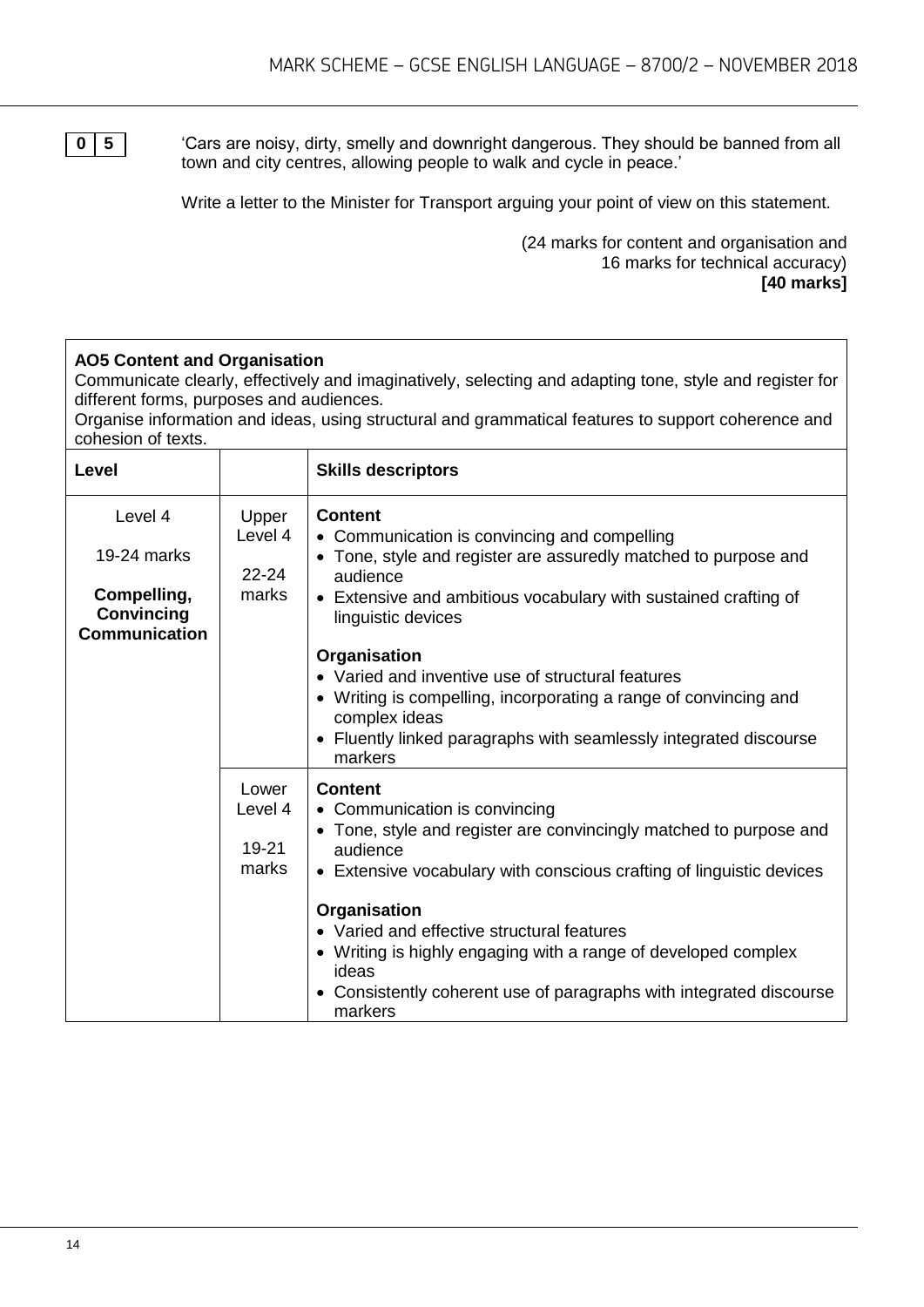**0 5** 'Cars are noisy, dirty, smelly and downright dangerous. They should be banned from all town and city centres, allowing people to walk and cycle in peace.'

Write a letter to the Minister for Transport arguing your point of view on this statement.

(24 marks for content and organisation and 16 marks for technical accuracy)
**[40 marks]**

**AO5 Content and Organisation**
Communicate clearly, effectively and imaginatively, selecting and adapting tone, style and register for different forms, purposes and audiences.
Organise information and ideas, using structural and grammatical features to support coherence and cohesion of texts.

| Level | | Skills descriptors |
|---|---|---|
| Level 4<br><br>19-24 marks<br><br>**Compelling, Convincing Communication** | Upper Level 4<br><br>22-24 marks | **Content**<br>• Communication is convincing and compelling<br>• Tone, style and register are assuredly matched to purpose and audience<br>• Extensive and ambitious vocabulary with sustained crafting of linguistic devices<br><br>**Organisation**<br>• Varied and inventive use of structural features<br>• Writing is compelling, incorporating a range of convincing and complex ideas<br>• Fluently linked paragraphs with seamlessly integrated discourse markers |
| | Lower Level 4<br><br>19-21 marks | **Content**<br>• Communication is convincing<br>• Tone, style and register are convincingly matched to purpose and audience<br>• Extensive vocabulary with conscious crafting of linguistic devices<br><br>**Organisation**<br>• Varied and effective structural features<br>• Writing is highly engaging with a range of developed complex ideas<br>• Consistently coherent use of paragraphs with integrated discourse markers |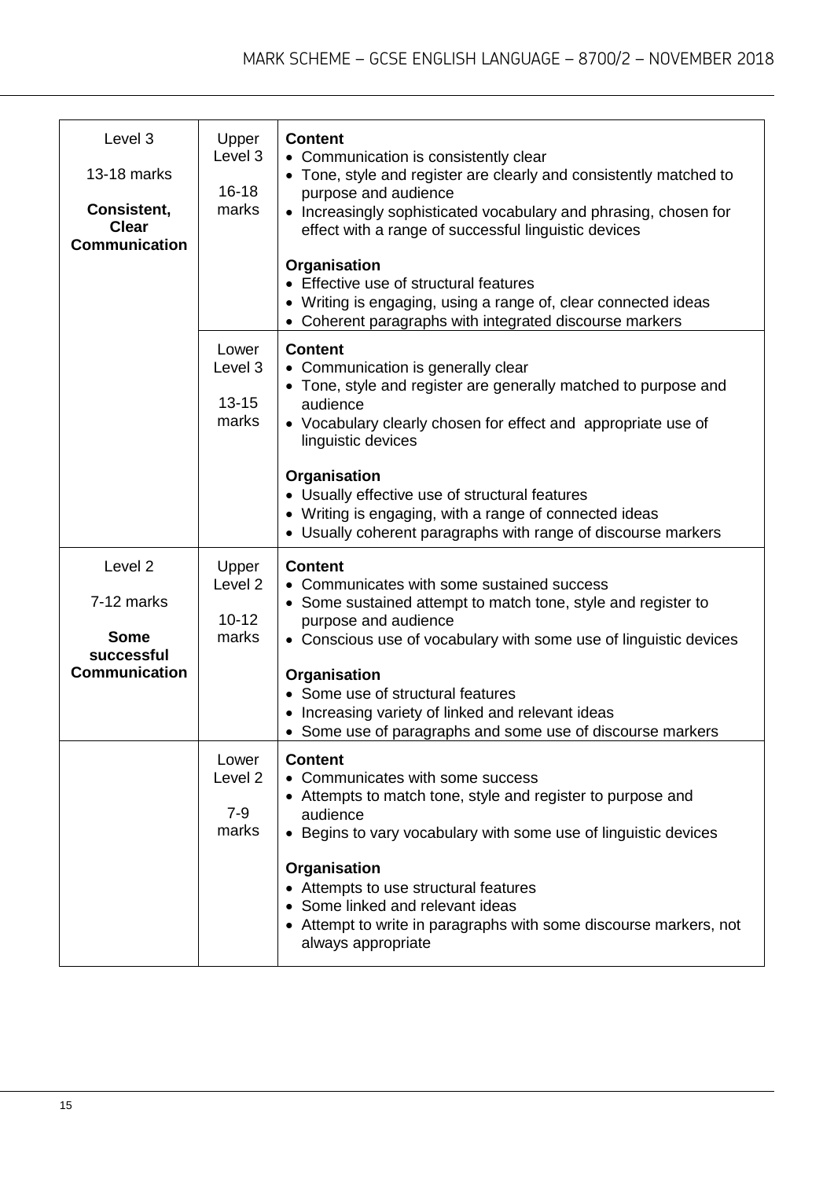| | | |
|---|---|---|
| Level 3<br><br>13-18 marks<br><br>**Consistent, Clear Communication** | Upper Level 3<br><br>16-18 marks | **Content**<br>• Communication is consistently clear<br>• Tone, style and register are clearly and consistently matched to purpose and audience<br>• Increasingly sophisticated vocabulary and phrasing, chosen for effect with a range of successful linguistic devices<br><br>**Organisation**<br>• Effective use of structural features<br>• Writing is engaging, using a range of, clear connected ideas<br>• Coherent paragraphs with integrated discourse markers |
| | Lower Level 3<br><br>13-15 marks | **Content**<br>• Communication is generally clear<br>• Tone, style and register are generally matched to purpose and audience<br>• Vocabulary clearly chosen for effect and appropriate use of linguistic devices<br><br>**Organisation**<br>• Usually effective use of structural features<br>• Writing is engaging, with a range of connected ideas<br>• Usually coherent paragraphs with range of discourse markers |
| Level 2<br><br>7-12 marks<br><br>**Some successful Communication** | Upper Level 2<br><br>10-12 marks | **Content**<br>• Communicates with some sustained success<br>• Some sustained attempt to match tone, style and register to purpose and audience<br>• Conscious use of vocabulary with some use of linguistic devices<br><br>**Organisation**<br>• Some use of structural features<br>• Increasing variety of linked and relevant ideas<br>• Some use of paragraphs and some use of discourse markers |
| | Lower Level 2<br><br>7-9 marks | **Content**<br>• Communicates with some success<br>• Attempts to match tone, style and register to purpose and audience<br>• Begins to vary vocabulary with some use of linguistic devices<br><br>**Organisation**<br>• Attempts to use structural features<br>• Some linked and relevant ideas<br>• Attempt to write in paragraphs with some discourse markers, not always appropriate |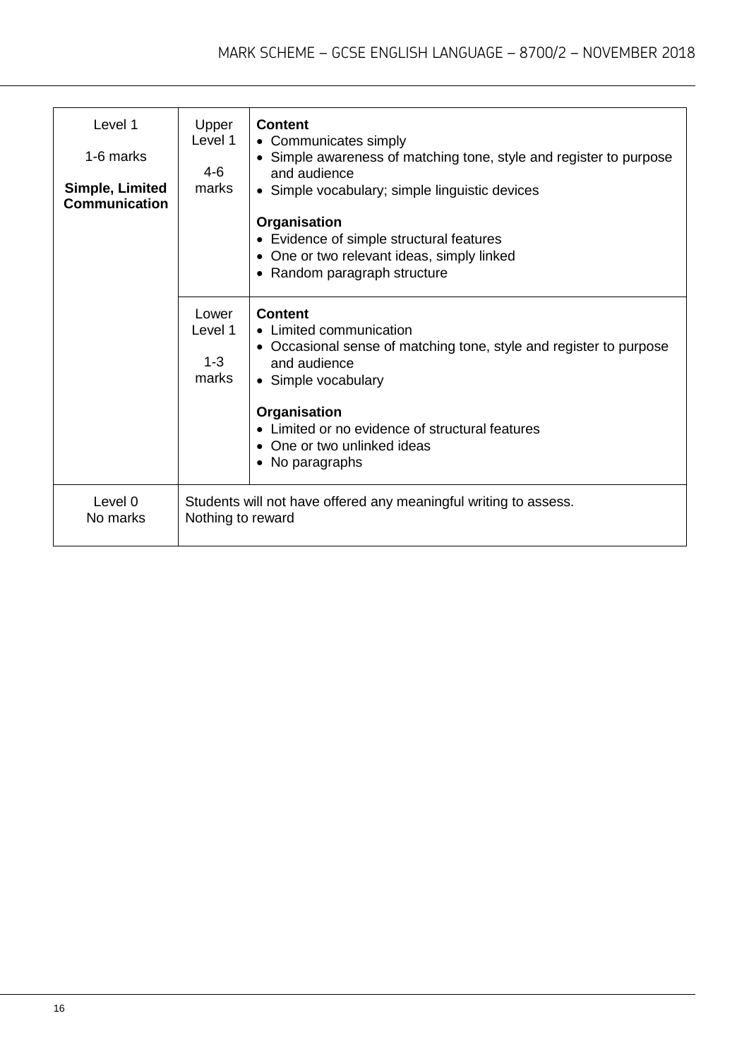| | | |
|---|---|---|
| Level 1<br><br>1-6 marks<br><br>**Simple, Limited Communication** | Upper Level 1<br><br>4-6 marks | **Content**<br>• Communicates simply<br>• Simple awareness of matching tone, style and register to purpose and audience<br>• Simple vocabulary; simple linguistic devices<br><br>**Organisation**<br>• Evidence of simple structural features<br>• One or two relevant ideas, simply linked<br>• Random paragraph structure |
| | Lower Level 1<br><br>1-3 marks | **Content**<br>• Limited communication<br>• Occasional sense of matching tone, style and register to purpose and audience<br>• Simple vocabulary<br><br>**Organisation**<br>• Limited or no evidence of structural features<br>• One or two unlinked ideas<br>• No paragraphs |
| Level 0<br>No marks | Students will not have offered any meaningful writing to assess.<br>Nothing to reward | |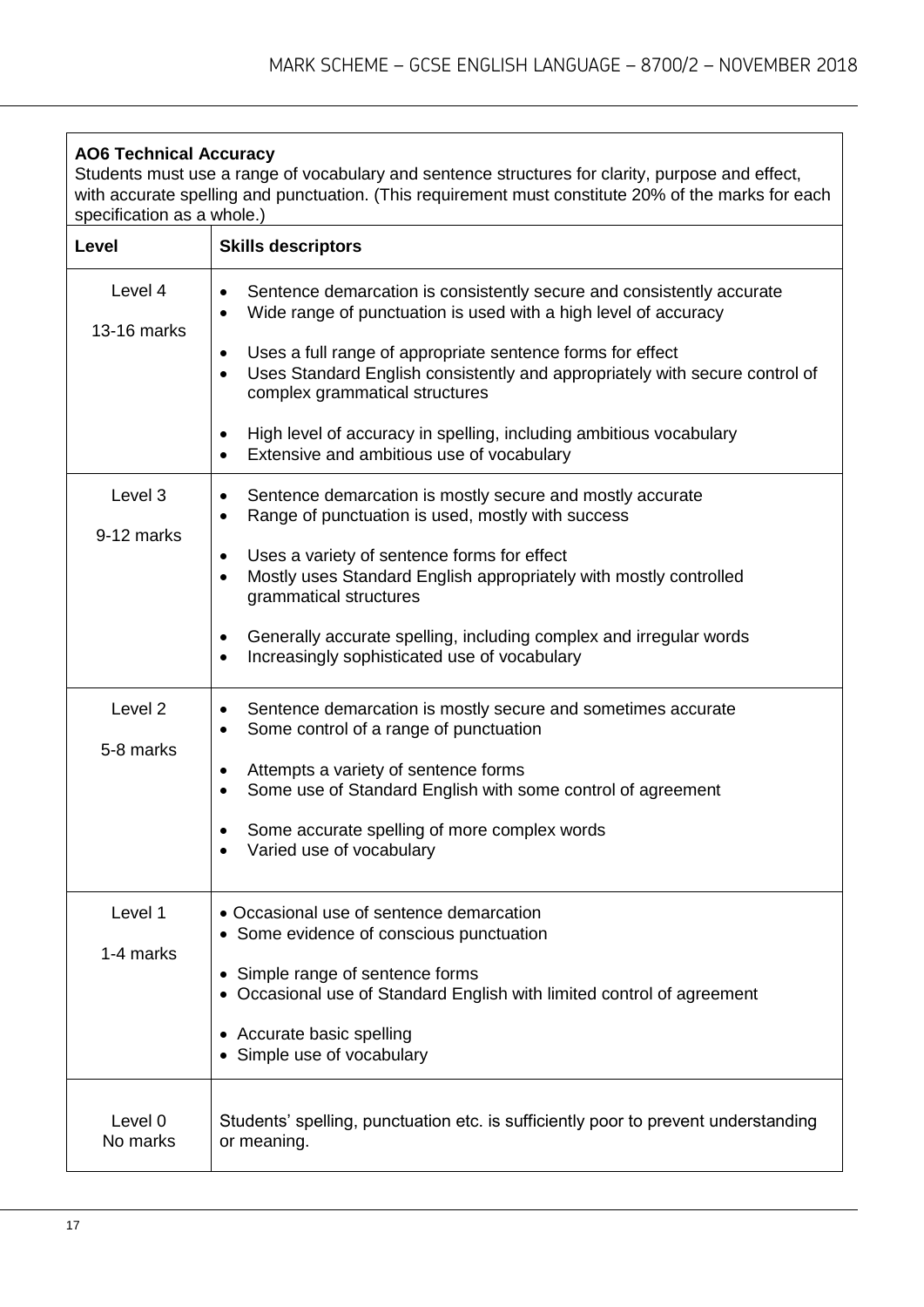**AO6 Technical Accuracy**
Students must use a range of vocabulary and sentence structures for clarity, purpose and effect, with accurate spelling and punctuation. (This requirement must constitute 20% of the marks for each specification as a whole.)

| Level | Skills descriptors |
|---|---|
| Level 4<br><br>13-16 marks | • Sentence demarcation is consistently secure and consistently accurate<br>• Wide range of punctuation is used with a high level of accuracy<br><br>• Uses a full range of appropriate sentence forms for effect<br>• Uses Standard English consistently and appropriately with secure control of complex grammatical structures<br><br>• High level of accuracy in spelling, including ambitious vocabulary<br>• Extensive and ambitious use of vocabulary |
| Level 3<br><br>9-12 marks | • Sentence demarcation is mostly secure and mostly accurate<br>• Range of punctuation is used, mostly with success<br><br>• Uses a variety of sentence forms for effect<br>• Mostly uses Standard English appropriately with mostly controlled grammatical structures<br><br>• Generally accurate spelling, including complex and irregular words<br>• Increasingly sophisticated use of vocabulary |
| Level 2<br><br>5-8 marks | • Sentence demarcation is mostly secure and sometimes accurate<br>• Some control of a range of punctuation<br><br>• Attempts a variety of sentence forms<br>• Some use of Standard English with some control of agreement<br><br>• Some accurate spelling of more complex words<br>• Varied use of vocabulary |
| Level 1<br><br>1-4 marks | • Occasional use of sentence demarcation<br>• Some evidence of conscious punctuation<br><br>• Simple range of sentence forms<br>• Occasional use of Standard English with limited control of agreement<br><br>• Accurate basic spelling<br>• Simple use of vocabulary |
| Level 0<br>No marks | Students' spelling, punctuation etc. is sufficiently poor to prevent understanding or meaning. |